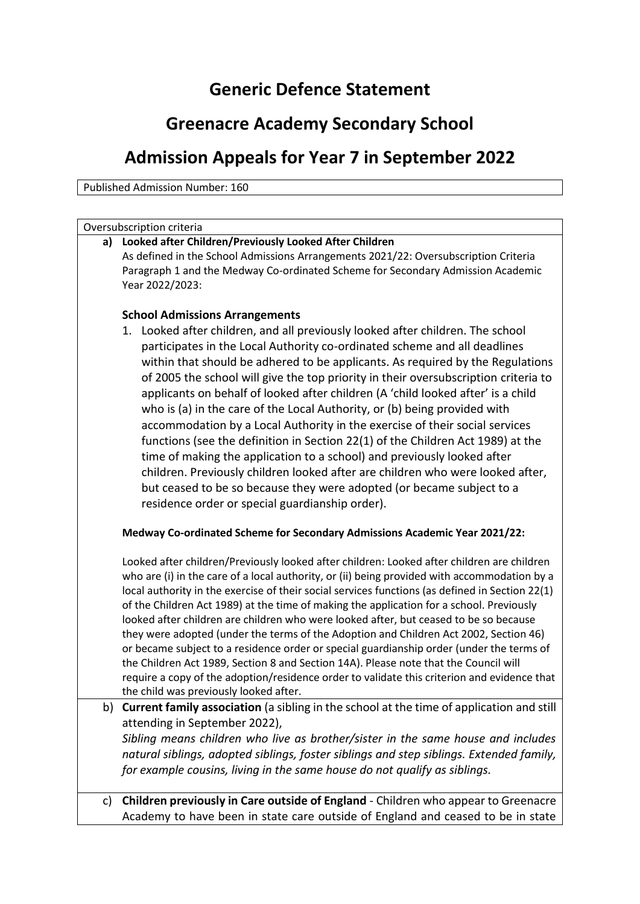# Generic Defence Statement

# Greenacre Academy Secondary School

# Admission Appeals for Year 7 in September 2022

Published Admission Number: 160

Oversubscription criteria

**a) Looked after Children/Previously Looked After Children**

As defined in the School Admissions Arrangements 2021/22: Oversubscription Criteria Paragraph 1 and the Medway Co-ordinated Scheme for Secondary Admission Academic Year 2022/2023:

**School Admissions Arrangements**

1. Looked after children, and all previously looked after children. The school participates in the Local Authority co-ordinated scheme and all deadlines within that should be adhered to be applicants. As required by the Regulations of 2005 the school will give the top priority in their oversubscription criteria to applicants on behalf of looked after children (A 'child looked after' is a child who is (a) in the care of the Local Authority, or (b) being provided with accommodation by a Local Authority in the exercise of their social services functions (see the definition in Section 22(1) of the Children Act 1989) at the time of making the application to a school) and previously looked after children. Previously children looked after are children who were looked after, but ceased to be so because they were adopted (or became subject to a residence order or special guardianship order).

**Medway Co-ordinated Scheme for Secondary Admissions Academic Year 2021/22:**

Looked after children/Previously looked after children: Looked after children are children who are (i) in the care of a local authority, or (ii) being provided with accommodation by a local authority in the exercise of their social services functions (as defined in Section 22(1) of the Children Act 1989) at the time of making the application for a school. Previously looked after children are children who were looked after, but ceased to be so because they were adopted (under the terms of the Adoption and Children Act 2002, Section 46) or became subject to a residence order or special guardianship order (under the terms of the Children Act 1989, Section 8 and Section 14A). Please note that the Council will require a copy of the adoption/residence order to validate this criterion and evidence that the child was previously looked after.

**b) Current family association** (a sibling in the school at the time of application and still attending in September 2022),

*Sibling means children who live as brother/sister in the same house and includes natural siblings, adopted siblings, foster siblings and step siblings. Extended family, for example cousins, living in the same house do not qualify as siblings.*

**c) Children previously in Care outside of England** - Children who appear to Greenacre Academy to have been in state care outside of England and ceased to be in state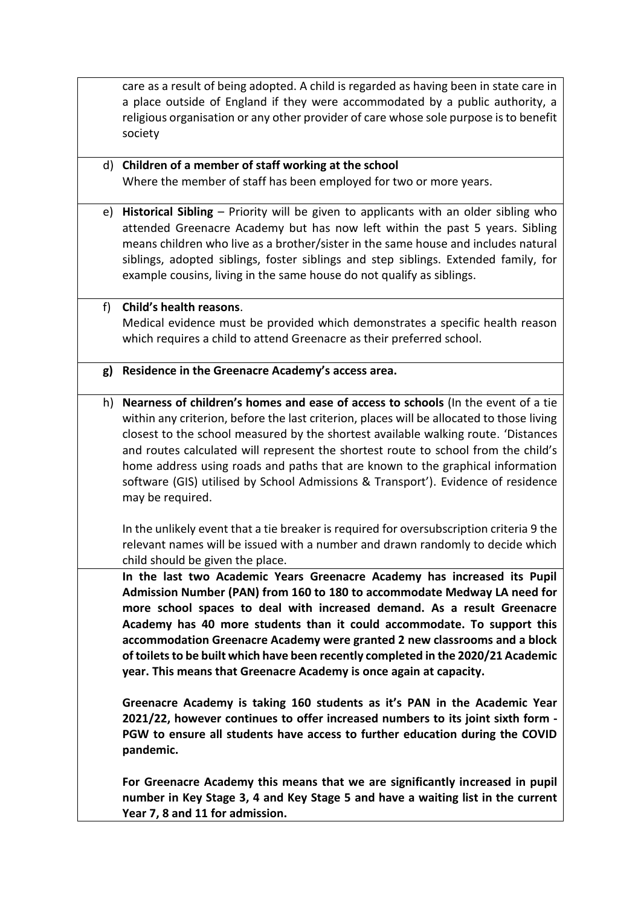| | |
|---|---|
| | care as a result of being adopted. A child is regarded as having been in state care in a place outside of England if they were accommodated by a public authority, a religious organisation or any other provider of care whose sole purpose is to benefit society |
| d) | **Children of a member of staff working at the school**<br>Where the member of staff has been employed for two or more years. |
| e) | **Historical Sibling** – Priority will be given to applicants with an older sibling who attended Greenacre Academy but has now left within the past 5 years. Sibling means children who live as a brother/sister in the same house and includes natural siblings, adopted siblings, foster siblings and step siblings. Extended family, for example cousins, living in the same house do not qualify as siblings. |
| f) | **Child's health reasons**.<br>Medical evidence must be provided which demonstrates a specific health reason which requires a child to attend Greenacre as their preferred school. |
| **g)** | **Residence in the Greenacre Academy's access area.** |
| h) | **Nearness of children's homes and ease of access to schools** (In the event of a tie within any criterion, before the last criterion, places will be allocated to those living closest to the school measured by the shortest available walking route. 'Distances and routes calculated will represent the shortest route to school from the child's home address using roads and paths that are known to the graphical information software (GIS) utilised by School Admissions & Transport'). Evidence of residence may be required.<br><br>In the unlikely event that a tie breaker is required for oversubscription criteria 9 the relevant names will be issued with a number and drawn randomly to decide which child should be given the place. |
| | **In the last two Academic Years Greenacre Academy has increased its Pupil Admission Number (PAN) from 160 to 180 to accommodate Medway LA need for more school spaces to deal with increased demand. As a result Greenacre Academy has 40 more students than it could accommodate. To support this accommodation Greenacre Academy were granted 2 new classrooms and a block of toilets to be built which have been recently completed in the 2020/21 Academic year. This means that Greenacre Academy is once again at capacity.**<br><br>**Greenacre Academy is taking 160 students as it's PAN in the Academic Year 2021/22, however continues to offer increased numbers to its joint sixth form - PGW to ensure all students have access to further education during the COVID pandemic.**<br><br>**For Greenacre Academy this means that we are significantly increased in pupil number in Key Stage 3, 4 and Key Stage 5 and have a waiting list in the current Year 7, 8 and 11 for admission.** |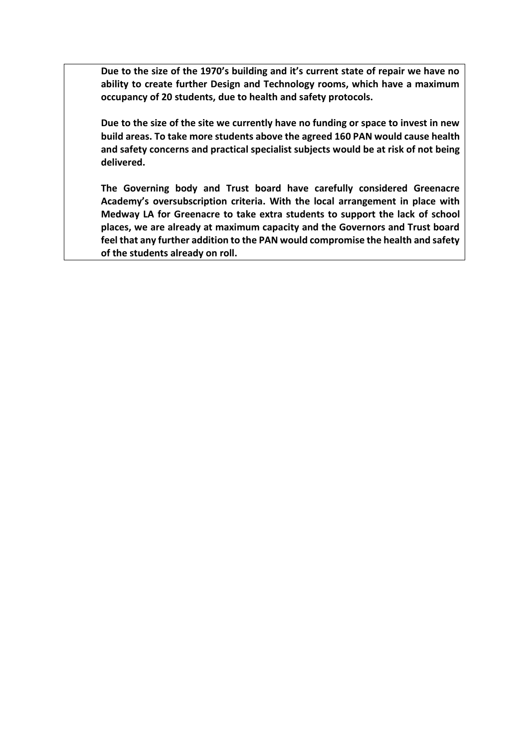**Due to the size of the 1970's building and it's current state of repair we have no ability to create further Design and Technology rooms, which have a maximum occupancy of 20 students, due to health and safety protocols.**

**Due to the size of the site we currently have no funding or space to invest in new build areas. To take more students above the agreed 160 PAN would cause health and safety concerns and practical specialist subjects would be at risk of not being delivered.**

**The Governing body and Trust board have carefully considered Greenacre Academy's oversubscription criteria. With the local arrangement in place with Medway LA for Greenacre to take extra students to support the lack of school places, we are already at maximum capacity and the Governors and Trust board feel that any further addition to the PAN would compromise the health and safety of the students already on roll.**